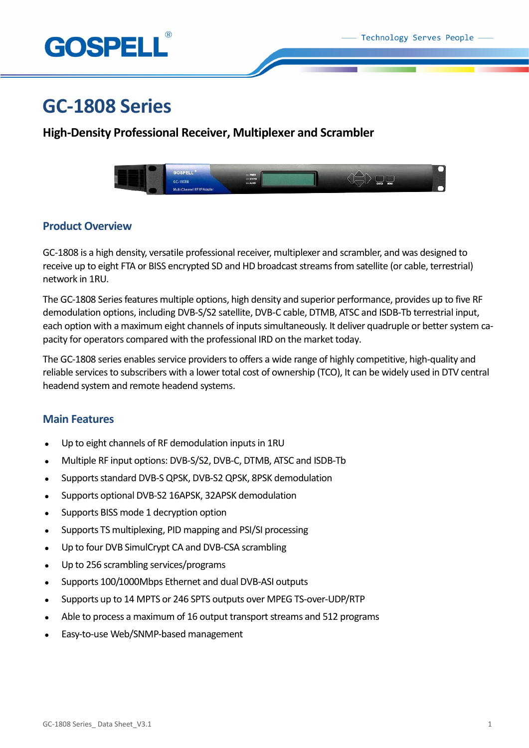# GC-1808 Series

## High-Density Professional Receiver, Multiplexer and Scrambler

## Product Overview

GC-1808 is a high density, versatile professional receiver, multiplexer and scrambler, and was designed to receive up to eight FTA or BISS encrypted SD and HD broadcast streams from satellite (or cable, terrestrial) network in 1RU.

The GC-1808 Series features multiple options, high density and superior performance, provides up to five RF demodulation options, including DVB-S/S2 satellite, DVB-C cable, DTMB, ATSC and ISDB-Tb terrestrial input, each option with a maximum eight channels of inputs simultaneously. It deliver quadruple or better system capacity for operators compared with the professional IRD on the market today.

The GC-1808 series enables service providers to offers a wide range of highly competitive, high-quality and reliable services to subscribers with a lower total cost of ownership (TCO), It can be widely used in DTV central headend system and remote headend systems.

## Main Features

- Up to eight channels of RF demodulation inputs in 1RU
- Multiple RF input options: DVB-S/S2, DVB-C, DTMB, ATSC and ISDB-Tb
- Supports standard DVB-S QPSK, DVB-S2 QPSK, 8PSK demodulation
- Supports optional DVB-S2 16APSK, 32APSK demodulation
- Supports BISS mode 1 decryption option
- Supports TS multiplexing, PID mapping and PSI/SI processing
- Up to four DVB SimulCrypt CA and DVB-CSA scrambling
- Up to 256 scrambling services/programs
- Supports 100/1000Mbps Ethernet and dual DVB-ASI outputs
- Supports up to 14 MPTS or 246 SPTS outputs over MPEG TS-over-UDP/RTP
- Able to process a maximum of 16 output transport streams and 512 programs
- Easy-to-use Web/SNMP-based management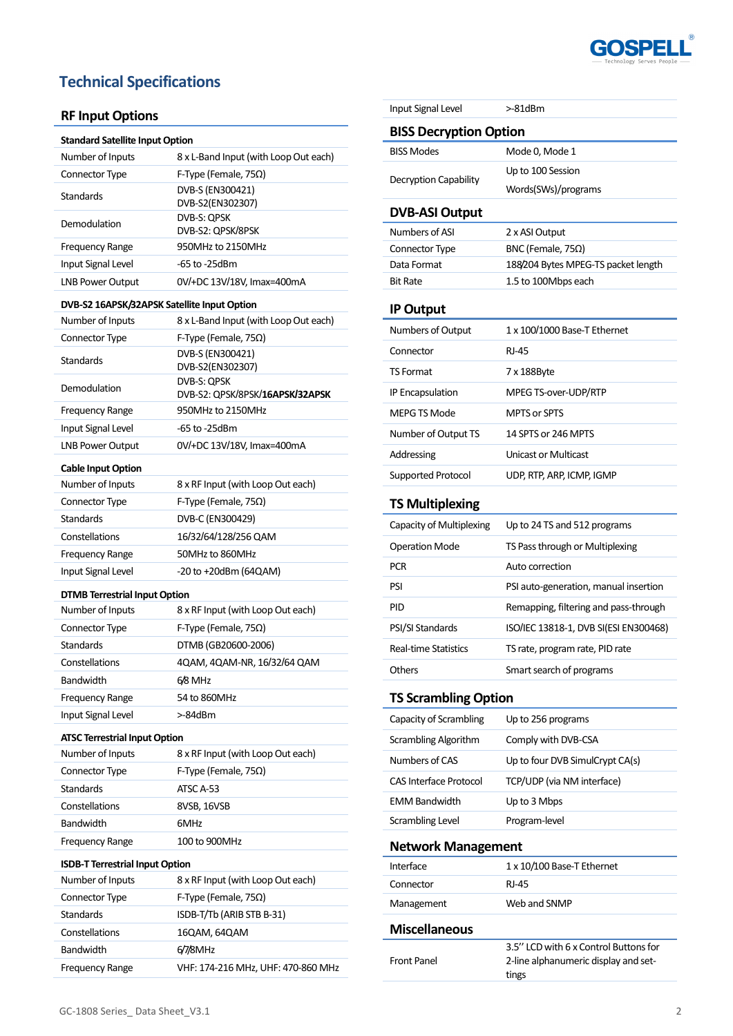# Technical Specifications

## RF Input Options

| Standard Satellite Input Option | |
|---|---|
| Number of Inputs | 8 x L-Band Input (with Loop Out each) |
| Connector Type | F-Type (Female, 75Ω) |
| Standards | DVB-S (EN300421)<br>DVB-S2(EN302307) |
| Demodulation | DVB-S: QPSK<br>DVB-S2: QPSK/8PSK |
| Frequency Range | 950MHz to 2150MHz |
| Input Signal Level | -65 to -25dBm |
| LNB Power Output | 0V/+DC 13V/18V, Imax=400mA |

| DVB-S2 16APSK/32APSK Satellite Input Option | |
|---|---|
| Number of Inputs | 8 x L-Band Input (with Loop Out each) |
| Connector Type | F-Type (Female, 75Ω) |
| Standards | DVB-S (EN300421)<br>DVB-S2(EN302307) |
| Demodulation | DVB-S: QPSK<br>DVB-S2: QPSK/8PSK/**16APSK/32APSK** |
| Frequency Range | 950MHz to 2150MHz |
| Input Signal Level | -65 to -25dBm |
| LNB Power Output | 0V/+DC 13V/18V, Imax=400mA |

| Cable Input Option | |
|---|---|
| Number of Inputs | 8 x RF Input (with Loop Out each) |
| Connector Type | F-Type (Female, 75Ω) |
| Standards | DVB-C (EN300429) |
| Constellations | 16/32/64/128/256 QAM |
| Frequency Range | 50MHz to 860MHz |
| Input Signal Level | -20 to +20dBm (64QAM) |

| DTMB Terrestrial Input Option | |
|---|---|
| Number of Inputs | 8 x RF Input (with Loop Out each) |
| Connector Type | F-Type (Female, 75Ω) |
| Standards | DTMB (GB20600-2006) |
| Constellations | 4QAM, 4QAM-NR, 16/32/64 QAM |
| Bandwidth | 6/8 MHz |
| Frequency Range | 54 to 860MHz |
| Input Signal Level | >-84dBm |

| ATSC Terrestrial Input Option | |
|---|---|
| Number of Inputs | 8 x RF Input (with Loop Out each) |
| Connector Type | F-Type (Female, 75Ω) |
| Standards | ATSC A-53 |
| Constellations | 8VSB, 16VSB |
| Bandwidth | 6MHz |
| Frequency Range | 100 to 900MHz |

| ISDB-T Terrestrial Input Option | |
|---|---|
| Number of Inputs | 8 x RF Input (with Loop Out each) |
| Connector Type | F-Type (Female, 75Ω) |
| Standards | ISDB-T/Tb (ARIB STB B-31) |
| Constellations | 16QAM, 64QAM |
| Bandwidth | 6/7/8MHz |
| Frequency Range | VHF: 174-216 MHz, UHF: 470-860 MHz |
| Input Signal Level | >-81dBm |

## BISS Decryption Option

| | |
|---|---|
| BISS Modes | Mode 0, Mode 1 |
| Decryption Capability | Up to 100 Session Words(SWs)/programs |

## DVB-ASI Output

| | |
|---|---|
| Numbers of ASI | 2 x ASI Output |
| Connector Type | BNC (Female, 75Ω) |
| Data Format | 188/204 Bytes MPEG-TS packet length |
| Bit Rate | 1.5 to 100Mbps each |

## IP Output

| | |
|---|---|
| Numbers of Output | 1 x 100/1000 Base-T Ethernet |
| Connector | RJ-45 |
| TS Format | 7 x 188Byte |
| IP Encapsulation | MPEG TS-over-UDP/RTP |
| MEPG TS Mode | MPTS or SPTS |
| Number of Output TS | 14 SPTS or 246 MPTS |
| Addressing | Unicast or Multicast |
| Supported Protocol | UDP, RTP, ARP, ICMP, IGMP |

## TS Multiplexing

| | |
|---|---|
| Capacity of Multiplexing | Up to 24 TS and 512 programs |
| Operation Mode | TS Pass through or Multiplexing |
| PCR | Auto correction |
| PSI | PSI auto-generation, manual insertion |
| PID | Remapping, filtering and pass-through |
| PSI/SI Standards | ISO/IEC 13818-1, DVB SI(ESI EN300468) |
| Real-time Statistics | TS rate, program rate, PID rate |
| Others | Smart search of programs |

## TS Scrambling Option

| | |
|---|---|
| Capacity of Scrambling | Up to 256 programs |
| Scrambling Algorithm | Comply with DVB-CSA |
| Numbers of CAS | Up to four DVB SimulCrypt CA(s) |
| CAS Interface Protocol | TCP/UDP (via NM interface) |
| EMM Bandwidth | Up to 3 Mbps |
| Scrambling Level | Program-level |

## Network Management

| | |
|---|---|
| Interface | 1 x 10/100 Base-T Ethernet |
| Connector | RJ-45 |
| Management | Web and SNMP |

## Miscellaneous

| | |
|---|---|
| Front Panel | 3.5'' LCD with 6 x Control Buttons for 2-line alphanumeric display and settings |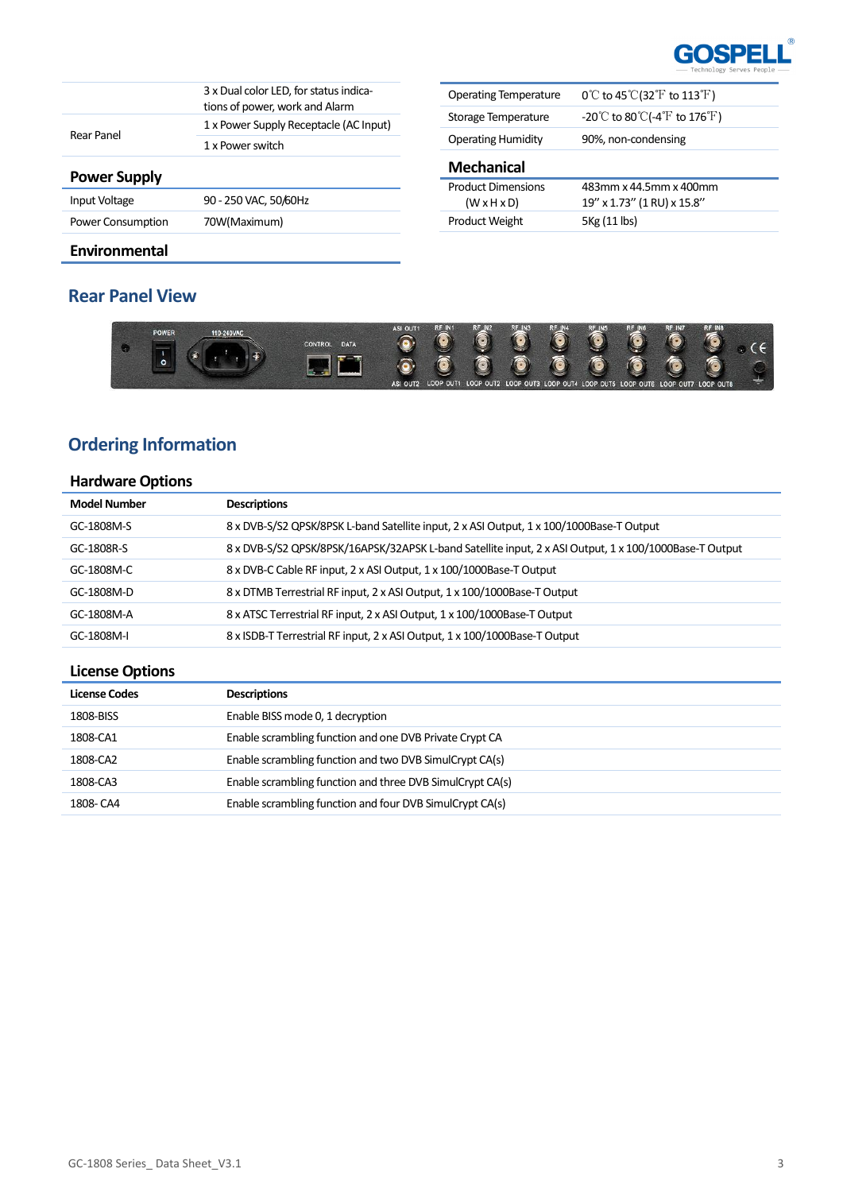| | |
|---|---|
| Rear Panel | 3 x Dual color LED, for status indications of power, work and Alarm |
| | 1 x Power Supply Receptacle (AC Input) |
| | 1 x Power switch |

## Power Supply

| | |
|---|---|
| Input Voltage | 90 - 250 VAC, 50/60Hz |
| Power Consumption | 70W(Maximum) |

## Environmental

| | |
|---|---|
| Operating Temperature | 0℃ to 45℃(32℉ to 113℉) |
| Storage Temperature | -20℃ to 80℃(-4℉ to 176℉) |
| Operating Humidity | 90%, non-condensing |

## Mechanical

| | |
|---|---|
| Product Dimensions (W x H x D) | 483mm x 44.5mm x 400mm<br>19" x 1.73" (1 RU) x 15.8" |
| Product Weight | 5Kg (11 lbs) |

# Rear Panel View

# Ordering Information

## Hardware Options

| Model Number | Descriptions |
|---|---|
| GC-1808M-S | 8 x DVB-S/S2 QPSK/8PSK L-band Satellite input, 2 x ASI Output, 1 x 100/1000Base-T Output |
| GC-1808R-S | 8 x DVB-S/S2 QPSK/8PSK/16APSK/32APSK L-band Satellite input, 2 x ASI Output, 1 x 100/1000Base-T Output |
| GC-1808M-C | 8 x DVB-C Cable RF input, 2 x ASI Output, 1 x 100/1000Base-T Output |
| GC-1808M-D | 8 x DTMB Terrestrial RF input, 2 x ASI Output, 1 x 100/1000Base-T Output |
| GC-1808M-A | 8 x ATSC Terrestrial RF input, 2 x ASI Output, 1 x 100/1000Base-T Output |
| GC-1808M-I | 8 x ISDB-T Terrestrial RF input, 2 x ASI Output, 1 x 100/1000Base-T Output |

## License Options

| License Codes | Descriptions |
|---|---|
| 1808-BISS | Enable BISS mode 0, 1 decryption |
| 1808-CA1 | Enable scrambling function and one DVB Private Crypt CA |
| 1808-CA2 | Enable scrambling function and two DVB SimulCrypt CA(s) |
| 1808-CA3 | Enable scrambling function and three DVB SimulCrypt CA(s) |
| 1808- CA4 | Enable scrambling function and four DVB SimulCrypt CA(s) |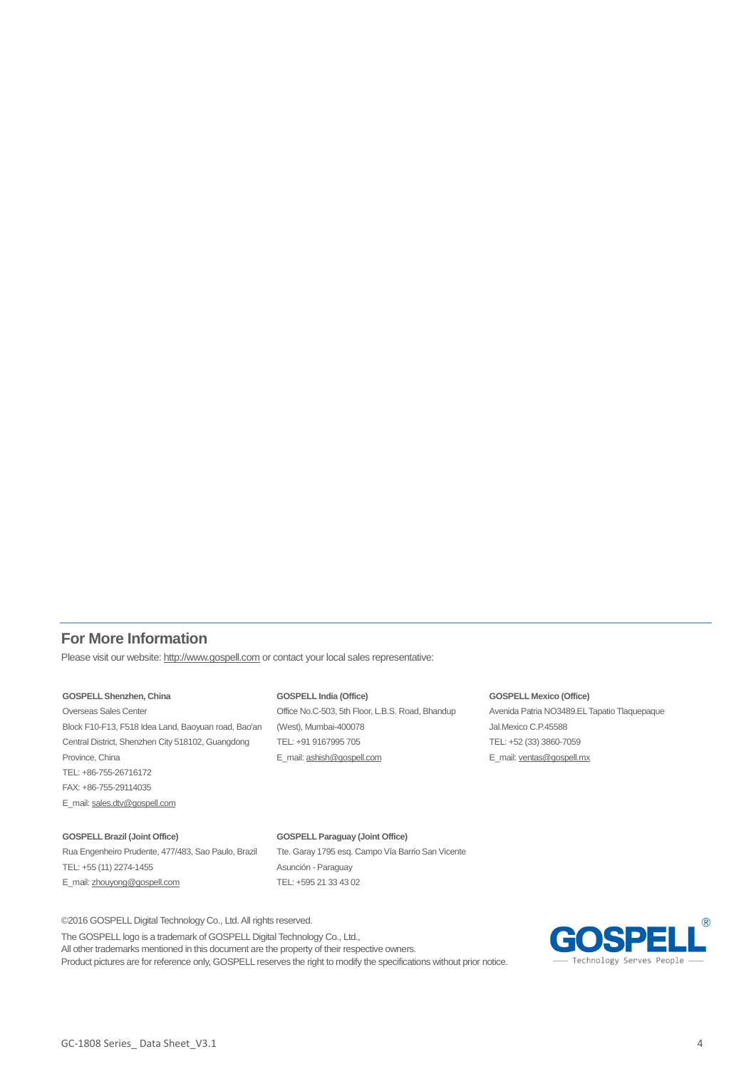## For More Information

Please visit our website: http://www.gospell.com or contact your local sales representative:

**GOSPELL Shenzhen, China**
Overseas Sales Center
Block F10-F13, F518 Idea Land, Baoyuan road, Bao'an Central District, Shenzhen City 518102, Guangdong Province, China
TEL: +86-755-26716172
FAX: +86-755-29114035
E_mail: sales.dtv@gospell.com

**GOSPELL India (Office)**
Office No.C-503, 5th Floor, L.B.S. Road, Bhandup (West), Mumbai-400078
TEL: +91 9167995 705
E_mail: ashish@gospell.com

**GOSPELL Mexico (Office)**
Avenida Patria NO3489.EL Tapatio Tlaquepaque Jal.Mexico C.P.45588
TEL: +52 (33) 3860-7059
E_mail: ventas@gospell.mx

**GOSPELL Brazil (Joint Office)**
Rua Engenheiro Prudente, 477/483, Sao Paulo, Brazil
TEL: +55 (11) 2274-1455
E_mail: zhouyong@gospell.com

**GOSPELL Paraguay (Joint Office)**
Tte. Garay 1795 esq. Campo Vía Barrio San Vicente
Asunción - Paraguay
TEL: +595 21 33 43 02

©2016 GOSPELL Digital Technology Co., Ltd. All rights reserved.

The GOSPELL logo is a trademark of GOSPELL Digital Technology Co., Ltd.,
All other trademarks mentioned in this document are the property of their respective owners.
Product pictures are for reference only, GOSPELL reserves the right to modify the specifications without prior notice.

GOSPELL®
Technology Serves People